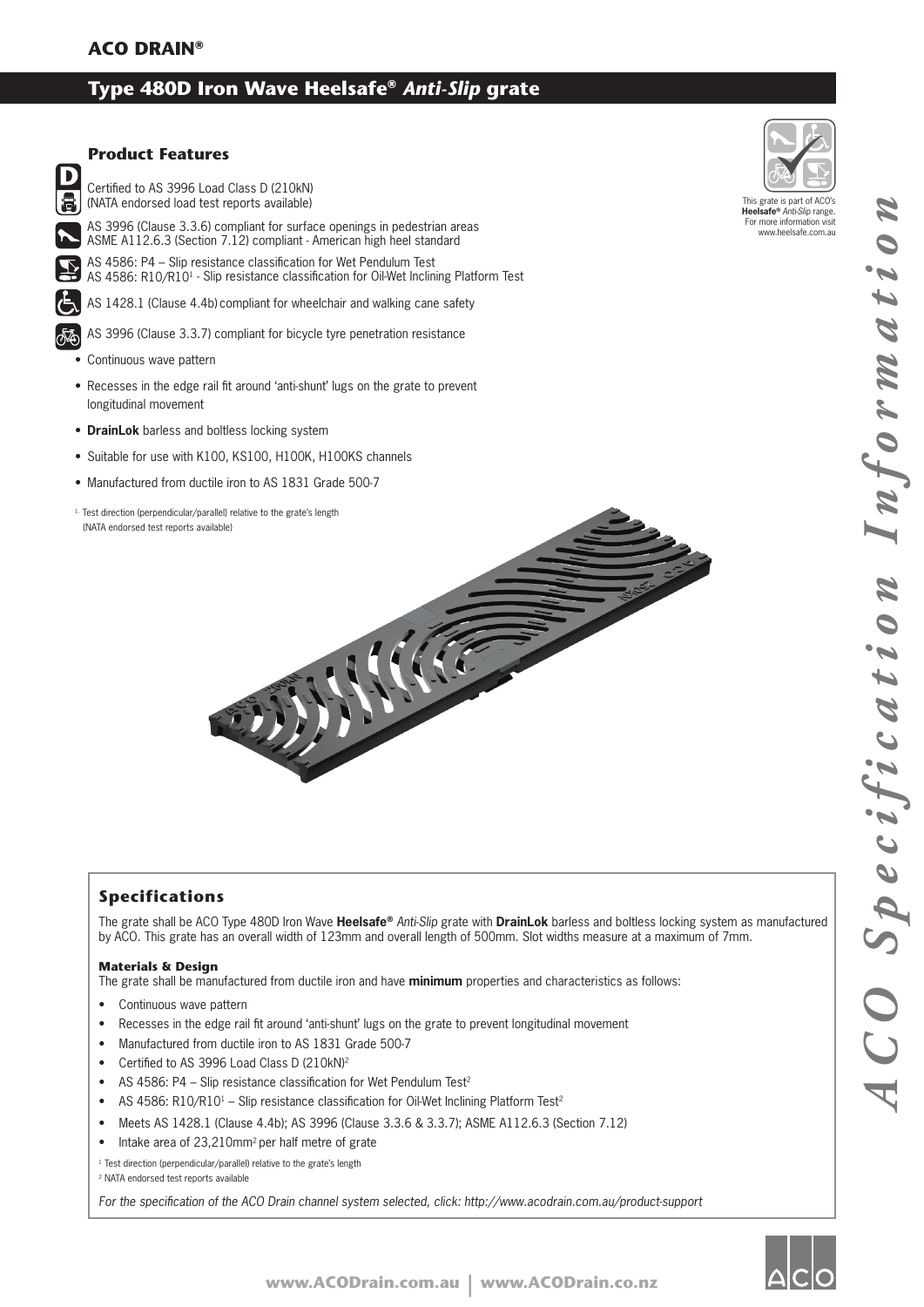**ACO DRAIN®**

# Type 480D Iron Wave Heelsafe® *Anti-Slip* grate

## Product Features

This grate is part of ACO's **Heelsafe®** *Anti-Slip* range. For more information visit www.heelsafe.com.au

Certified to AS 3996 Load Class D (210kN)
(NATA endorsed load test reports available)

AS 3996 (Clause 3.3.6) compliant for surface openings in pedestrian areas
ASME A112.6.3 (Section 7.12) compliant - American high heel standard

AS 4586: P4 – Slip resistance classification for Wet Pendulum Test
AS 4586: R10/R10[1] - Slip resistance classification for Oil-Wet Inclining Platform Test

AS 1428.1 (Clause 4.4b) compliant for wheelchair and walking cane safety

AS 3996 (Clause 3.3.7) compliant for bicycle tyre penetration resistance

- Continuous wave pattern
- Recesses in the edge rail fit around 'anti-shunt' lugs on the grate to prevent longitudinal movement
- **DrainLok** barless and boltless locking system
- Suitable for use with K100, KS100, H100K, H100KS channels
- Manufactured from ductile iron to AS 1831 Grade 500-7

[1] Test direction (perpendicular/parallel) relative to the grate's length
(NATA endorsed test reports available)

## Specifications

The grate shall be ACO Type 480D Iron Wave **Heelsafe®** *Anti-Slip* grate with **DrainLok** barless and boltless locking system as manufactured by ACO. This grate has an overall width of 123mm and overall length of 500mm. Slot widths measure at a maximum of 7mm.

### Materials & Design

The grate shall be manufactured from ductile iron and have **minimum** properties and characteristics as follows:

- Continuous wave pattern
- Recesses in the edge rail fit around 'anti-shunt' lugs on the grate to prevent longitudinal movement
- Manufactured from ductile iron to AS 1831 Grade 500-7
- Certified to AS 3996 Load Class D (210kN)[2]
- AS 4586: P4 – Slip resistance classification for Wet Pendulum Test[2]
- AS 4586: R10/R10[1] – Slip resistance classification for Oil-Wet Inclining Platform Test[2]
- Meets AS 1428.1 (Clause 4.4b); AS 3996 (Clause 3.3.6 & 3.3.7); ASME A112.6.3 (Section 7.12)
- Intake area of 23,210mm[2] per half metre of grate

[1] Test direction (perpendicular/parallel) relative to the grate's length
[2] NATA endorsed test reports available

*For the specification of the ACO Drain channel system selected, click: http://www.acodrain.com.au/product-support*

*ACO Specification Information*

www.ACODrain.com.au | www.ACODrain.co.nz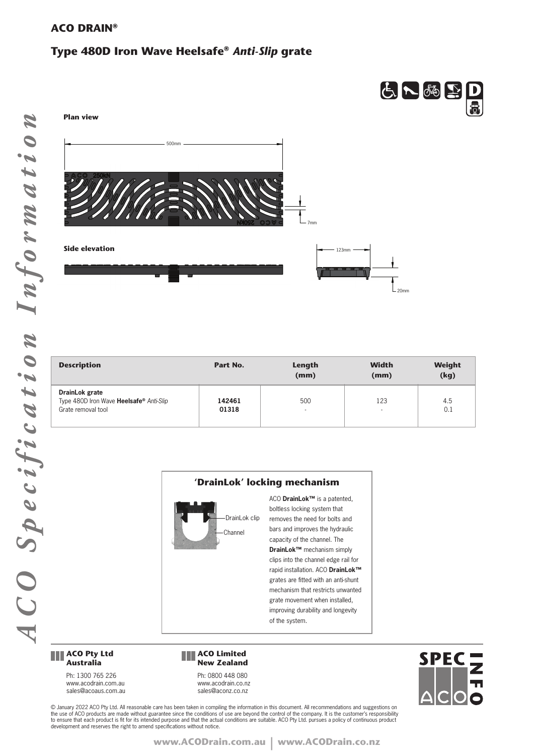## ACO DRAIN®

# Type 480D Iron Wave Heelsafe® *Anti-Slip* grate

**Plan view**

500mm

7mm

**Side elevation**

123mm

20mm

| Description | Part No. | Length (mm) | Width (mm) | Weight (kg) |
|---|---|---|---|---|
| **DrainLok grate** | | | | |
| Type 480D Iron Wave **Heelsafe®** *Anti-Slip* | **142461** | 500 | 123 | 4.5 |
| Grate removal tool | **01318** | - | - | 0.1 |

### 'DrainLok' locking mechanism

DrainLok clip

Channel

ACO **DrainLok™** is a patented, boltless locking system that removes the need for bolts and bars and improves the hydraulic capacity of the channel. The **DrainLok™** mechanism simply clips into the channel edge rail for rapid installation. ACO **DrainLok™** grates are fitted with an anti-shunt mechanism that restricts unwanted grate movement when installed, improving durability and longevity of the system.

**ACO Pty Ltd**
**Australia**

Ph: 1300 765 226
www.acodrain.com.au
sales@acoaus.com.au

**ACO Limited**
**New Zealand**

Ph: 0800 448 080
www.acodrain.co.nz
sales@aconz.co.nz

© January 2022 ACO Pty Ltd. All reasonable care has been taken in compiling the information in this document. All recommendations and suggestions on the use of ACO products are made without guarantee since the conditions of use are beyond the control of the company. It is the customer's responsibility to ensure that each product is fit for its intended purpose and that the actual conditions are suitable. ACO Pty Ltd. pursues a policy of continuous product development and reserves the right to amend specifications without notice.

www.ACODrain.com.au | www.ACODrain.co.nz